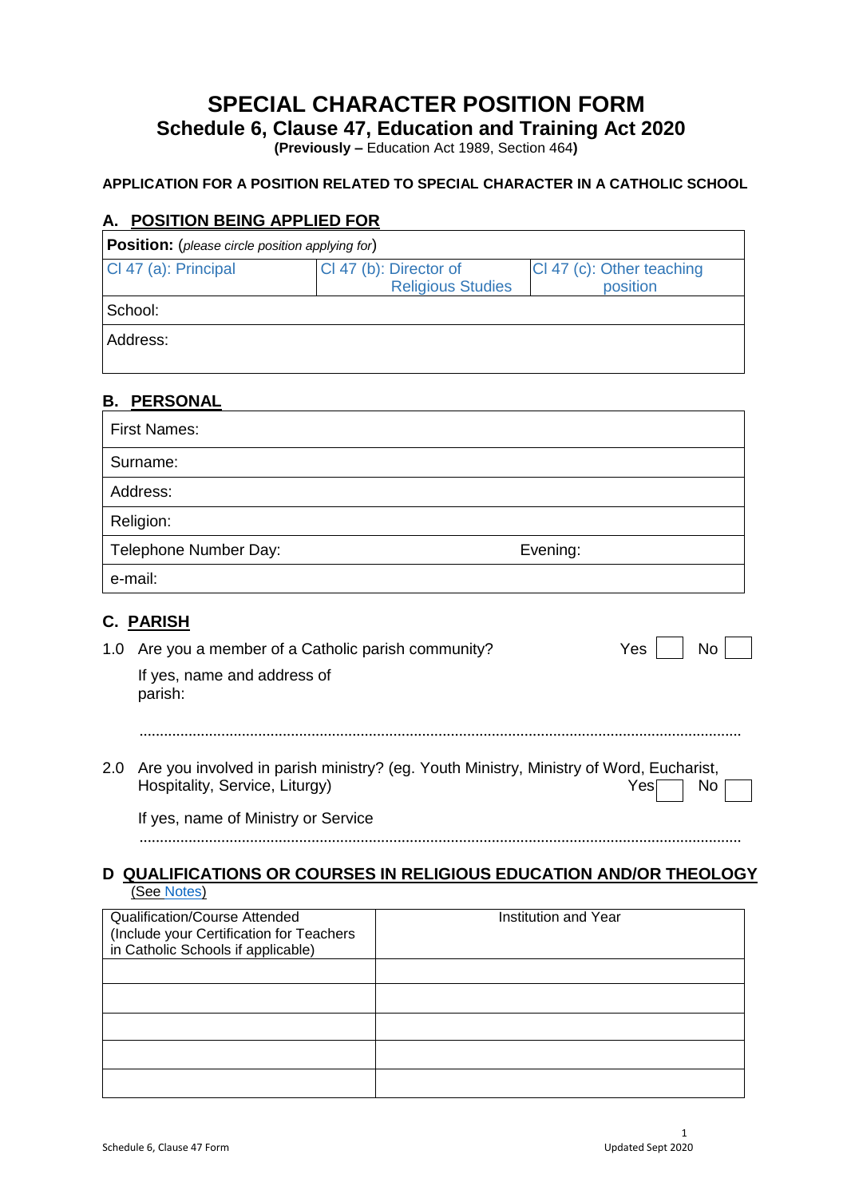# SPECIAL CHARACTER POSITION FORM

## Schedule 6, Clause 47, Education and Training Act 2020

**(Previously –** Education Act 1989, Section 464**)**

**APPLICATION FOR A POSITION RELATED TO SPECIAL CHARACTER IN A CATHOLIC SCHOOL**

### A. POSITION BEING APPLIED FOR

| **Position:** (*please circle position applying for*) | | |
|---|---|---|
| Cl 47 (a): Principal | Cl 47 (b): Director of Religious Studies | Cl 47 (c): Other teaching position |
| School: | | |
| Address: | | |

### B. PERSONAL

| First Names: | |
|---|---|
| Surname: | |
| Address: | |
| Religion: | |
| Telephone Number Day: | Evening: |
| e-mail: | |

### C. PARISH

1.0 Are you a member of a Catholic parish community? Yes ☐ No ☐

If yes, name and address of parish:

..........................................................................................................................................

2.0 Are you involved in parish ministry? (eg. Youth Ministry, Ministry of Word, Eucharist, Hospitality, Service, Liturgy) Yes ☐ No ☐

If yes, name of Ministry or Service

..........................................................................................................................................

### D QUALIFICATIONS OR COURSES IN RELIGIOUS EDUCATION AND/OR THEOLOGY

(See Notes)

| Qualification/Course Attended (Include your Certification for Teachers in Catholic Schools if applicable) | Institution and Year |
|---|---|
| | |
| | |
| | |
| | |
| | |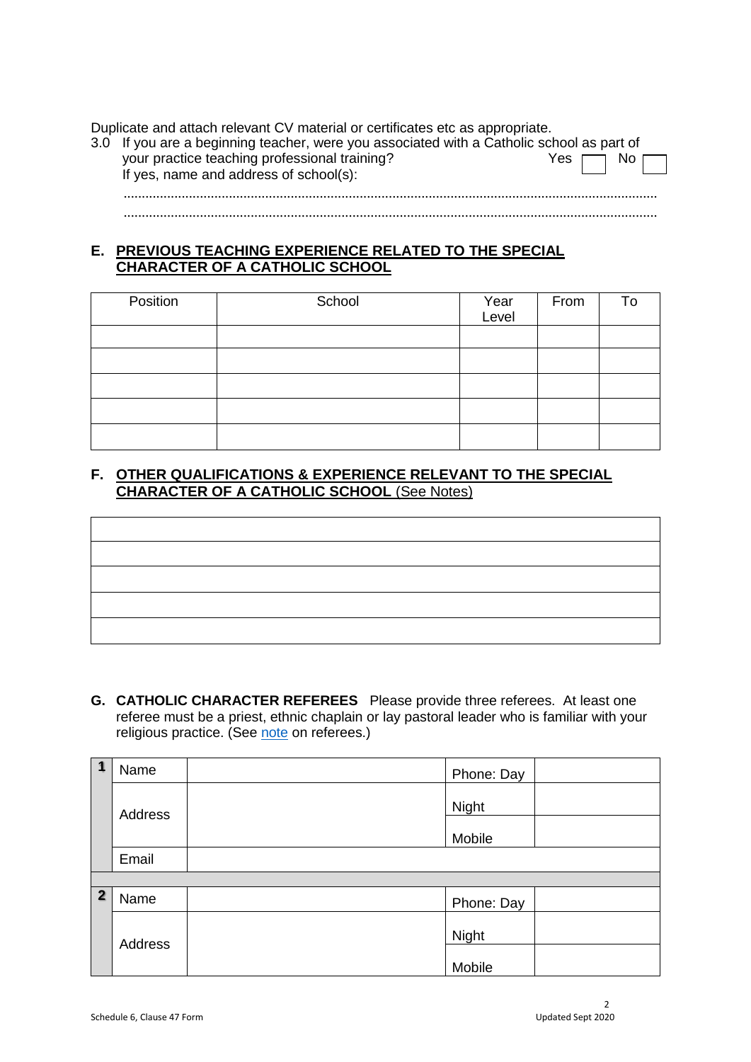Duplicate and attach relevant CV material or certificates etc as appropriate.

3.0 If you are a beginning teacher, were you associated with a Catholic school as part of your practice teaching professional training? Yes ☐ No ☐

If yes, name and address of school(s):

.................................................................................................................................................

.................................................................................................................................................

## E. PREVIOUS TEACHING EXPERIENCE RELATED TO THE SPECIAL CHARACTER OF A CATHOLIC SCHOOL

| Position | School | Year Level | From | To |
|---|---|---|---|---|
| | | | | |
| | | | | |
| | | | | |
| | | | | |
| | | | | |

## F. OTHER QUALIFICATIONS & EXPERIENCE RELEVANT TO THE SPECIAL CHARACTER OF A CATHOLIC SCHOOL (See Notes)

| |
|---|
| |
| |
| |
| |
| |

## G. CATHOLIC CHARACTER REFEREES

Please provide three referees. At least one referee must be a priest, ethnic chaplain or lay pastoral leader who is familiar with your religious practice. (See note on referees.)

| | | | | |
|---|---|---|---|---|
| **1** | Name | | Phone: Day | |
| | Address | | Night | |
| | | | Mobile | |
| | Email | | | |
| | | | | |
| **2** | Name | | Phone: Day | |
| | Address | | Night | |
| | | | Mobile | |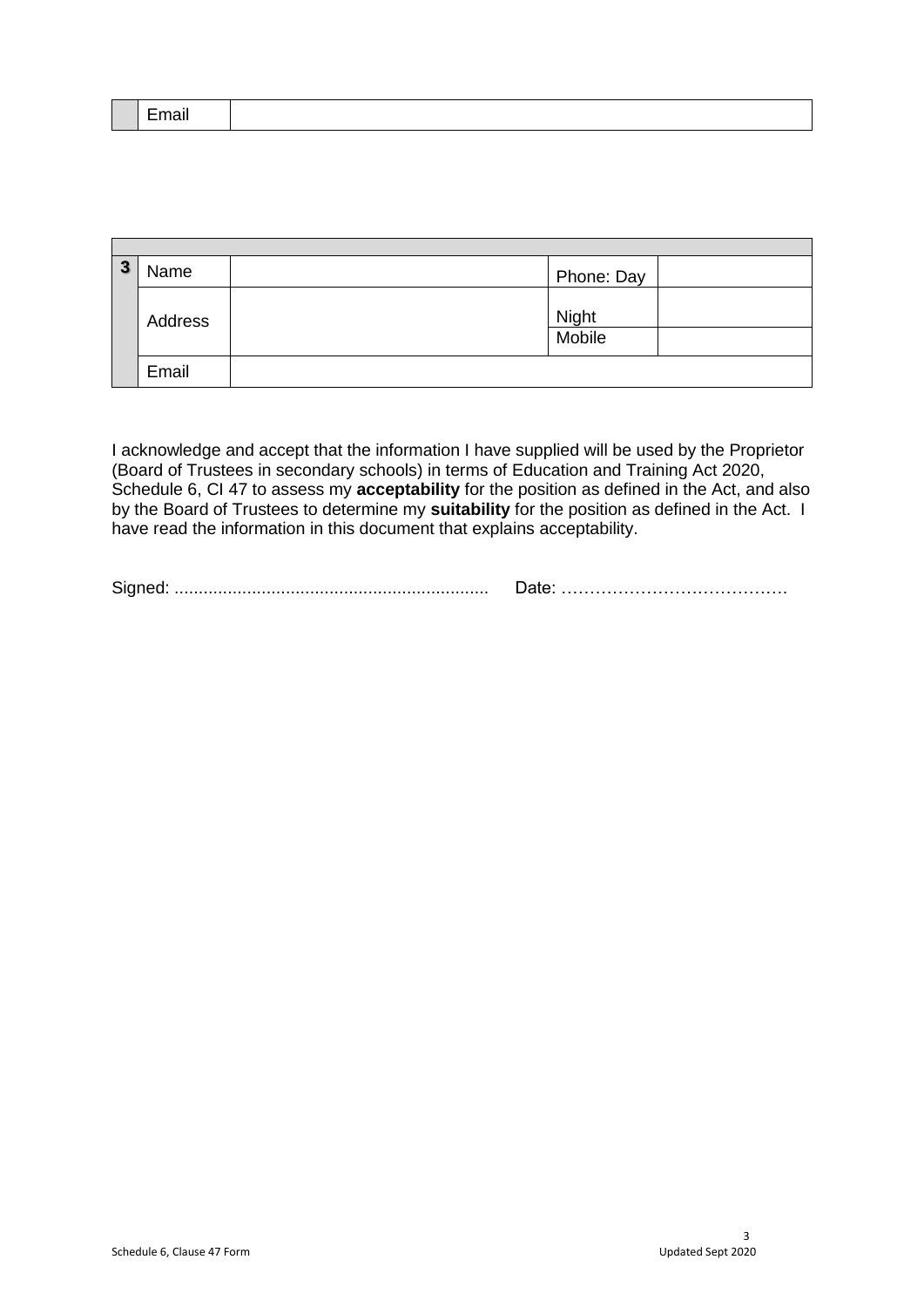| | | |
|---|---|---|
| | Email | |

| | | | | |
|---|---|---|---|---|
| **3** | Name | | Phone: Day | |
| | Address | | Night | |
| | | | Mobile | |
| | Email | | | |

I acknowledge and accept that the information I have supplied will be used by the Proprietor (Board of Trustees in secondary schools) in terms of Education and Training Act 2020, Schedule 6, Cl 47 to assess my **acceptability** for the position as defined in the Act, and also by the Board of Trustees to determine my **suitability** for the position as defined in the Act. I have read the information in this document that explains acceptability.

Signed: ................................................................. Date: …………………………………